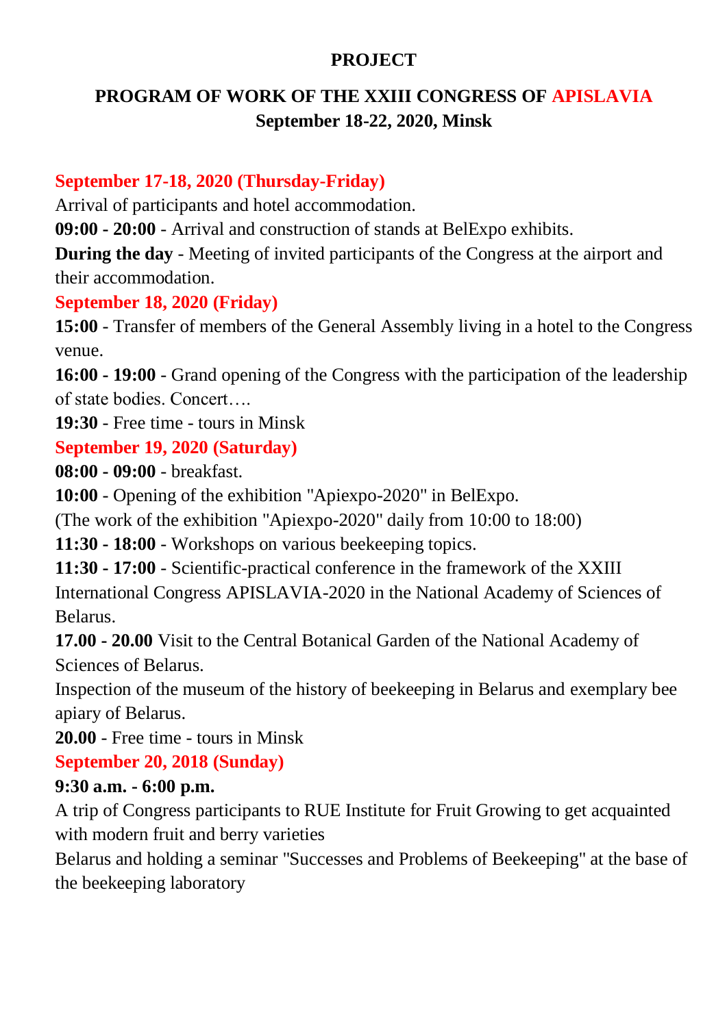**PROJECT**

# PROGRAM OF WORK OF THE XXIII CONGRESS OF APISLAVIA

**September 18-22, 2020, Minsk**

## September 17-18, 2020 (Thursday-Friday)

Arrival of participants and hotel accommodation.

**09:00 - 20:00** - Arrival and construction of stands at BelExpo exhibits.

**During the day** - Meeting of invited participants of the Congress at the airport and their accommodation.

## September 18, 2020 (Friday)

**15:00** - Transfer of members of the General Assembly living in a hotel to the Congress venue.

**16:00 - 19:00** - Grand opening of the Congress with the participation of the leadership of state bodies. Concert….

**19:30** - Free time - tours in Minsk

## September 19, 2020 (Saturday)

**08:00 - 09:00** - breakfast.

**10:00** - Opening of the exhibition "Apiexpo-2020" in BelExpo.

(The work of the exhibition "Apiexpo-2020" daily from 10:00 to 18:00)

**11:30 - 18:00** - Workshops on various beekeeping topics.

**11:30 - 17:00** - Scientific-practical conference in the framework of the XXIII International Congress APISLAVIA-2020 in the National Academy of Sciences of Belarus.

**17.00 - 20.00** Visit to the Central Botanical Garden of the National Academy of Sciences of Belarus.

Inspection of the museum of the history of beekeeping in Belarus and exemplary bee apiary of Belarus.

**20.00** - Free time - tours in Minsk

## September 20, 2018 (Sunday)

**9:30 a.m. - 6:00 p.m.**

A trip of Congress participants to RUE Institute for Fruit Growing to get acquainted with modern fruit and berry varieties

Belarus and holding a seminar "Successes and Problems of Beekeeping" at the base of the beekeeping laboratory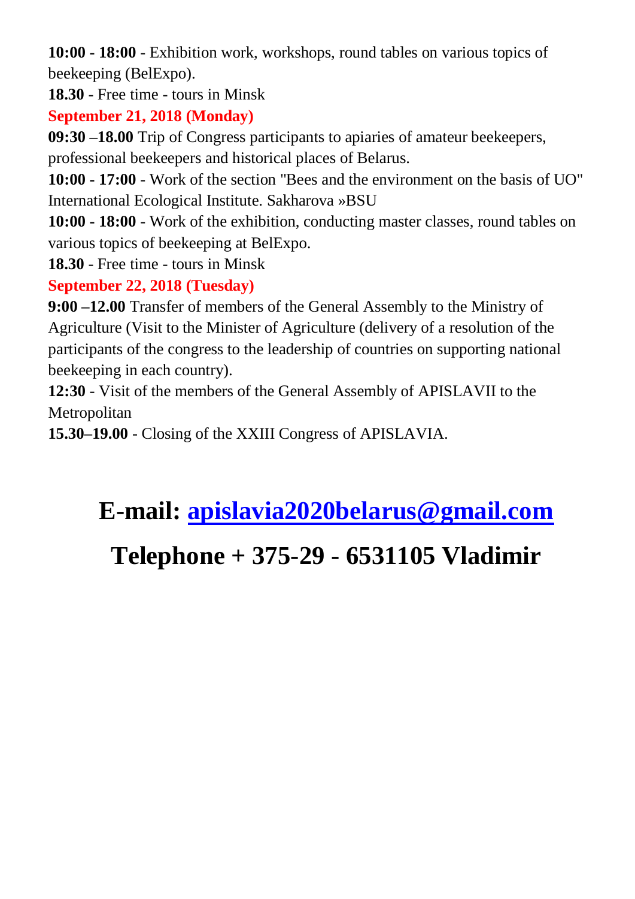**10:00 - 18:00** - Exhibition work, workshops, round tables on various topics of beekeeping (BelExpo).

**18.30** - Free time - tours in Minsk

**September 21, 2018 (Monday)**

**09:30 –18.00** Trip of Congress participants to apiaries of amateur beekeepers, professional beekeepers and historical places of Belarus.

**10:00 - 17:00** - Work of the section "Bees and the environment on the basis of UO" International Ecological Institute. Sakharova »BSU

**10:00 - 18:00** - Work of the exhibition, conducting master classes, round tables on various topics of beekeeping at BelExpo.

**18.30** - Free time - tours in Minsk

**September 22, 2018 (Tuesday)**

**9:00 –12.00** Transfer of members of the General Assembly to the Ministry of Agriculture (Visit to the Minister of Agriculture (delivery of a resolution of the participants of the congress to the leadership of countries on supporting national beekeeping in each country).

**12:30** - Visit of the members of the General Assembly of APISLAVII to the Metropolitan

**15.30–19.00** - Closing of the XXIII Congress of APISLAVIA.

## E-mail: apislavia2020belarus@gmail.com

## Telephone + 375-29 - 6531105 Vladimir